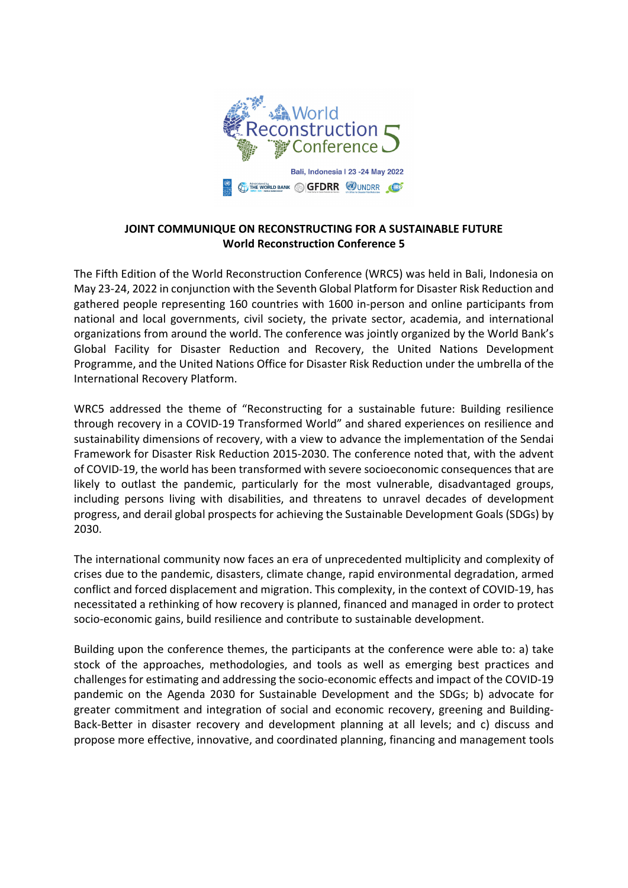World Reconstruction Conference 5

Bali, Indonesia | 23 -24 May 2022

## JOINT COMMUNIQUE ON RECONSTRUCTING FOR A SUSTAINABLE FUTURE
### World Reconstruction Conference 5

The Fifth Edition of the World Reconstruction Conference (WRC5) was held in Bali, Indonesia on May 23-24, 2022 in conjunction with the Seventh Global Platform for Disaster Risk Reduction and gathered people representing 160 countries with 1600 in-person and online participants from national and local governments, civil society, the private sector, academia, and international organizations from around the world. The conference was jointly organized by the World Bank's Global Facility for Disaster Reduction and Recovery, the United Nations Development Programme, and the United Nations Office for Disaster Risk Reduction under the umbrella of the International Recovery Platform.

WRC5 addressed the theme of "Reconstructing for a sustainable future: Building resilience through recovery in a COVID-19 Transformed World" and shared experiences on resilience and sustainability dimensions of recovery, with a view to advance the implementation of the Sendai Framework for Disaster Risk Reduction 2015-2030. The conference noted that, with the advent of COVID-19, the world has been transformed with severe socioeconomic consequences that are likely to outlast the pandemic, particularly for the most vulnerable, disadvantaged groups, including persons living with disabilities, and threatens to unravel decades of development progress, and derail global prospects for achieving the Sustainable Development Goals (SDGs) by 2030.

The international community now faces an era of unprecedented multiplicity and complexity of crises due to the pandemic, disasters, climate change, rapid environmental degradation, armed conflict and forced displacement and migration. This complexity, in the context of COVID-19, has necessitated a rethinking of how recovery is planned, financed and managed in order to protect socio-economic gains, build resilience and contribute to sustainable development.

Building upon the conference themes, the participants at the conference were able to: a) take stock of the approaches, methodologies, and tools as well as emerging best practices and challenges for estimating and addressing the socio-economic effects and impact of the COVID-19 pandemic on the Agenda 2030 for Sustainable Development and the SDGs; b) advocate for greater commitment and integration of social and economic recovery, greening and Building-Back-Better in disaster recovery and development planning at all levels; and c) discuss and propose more effective, innovative, and coordinated planning, financing and management tools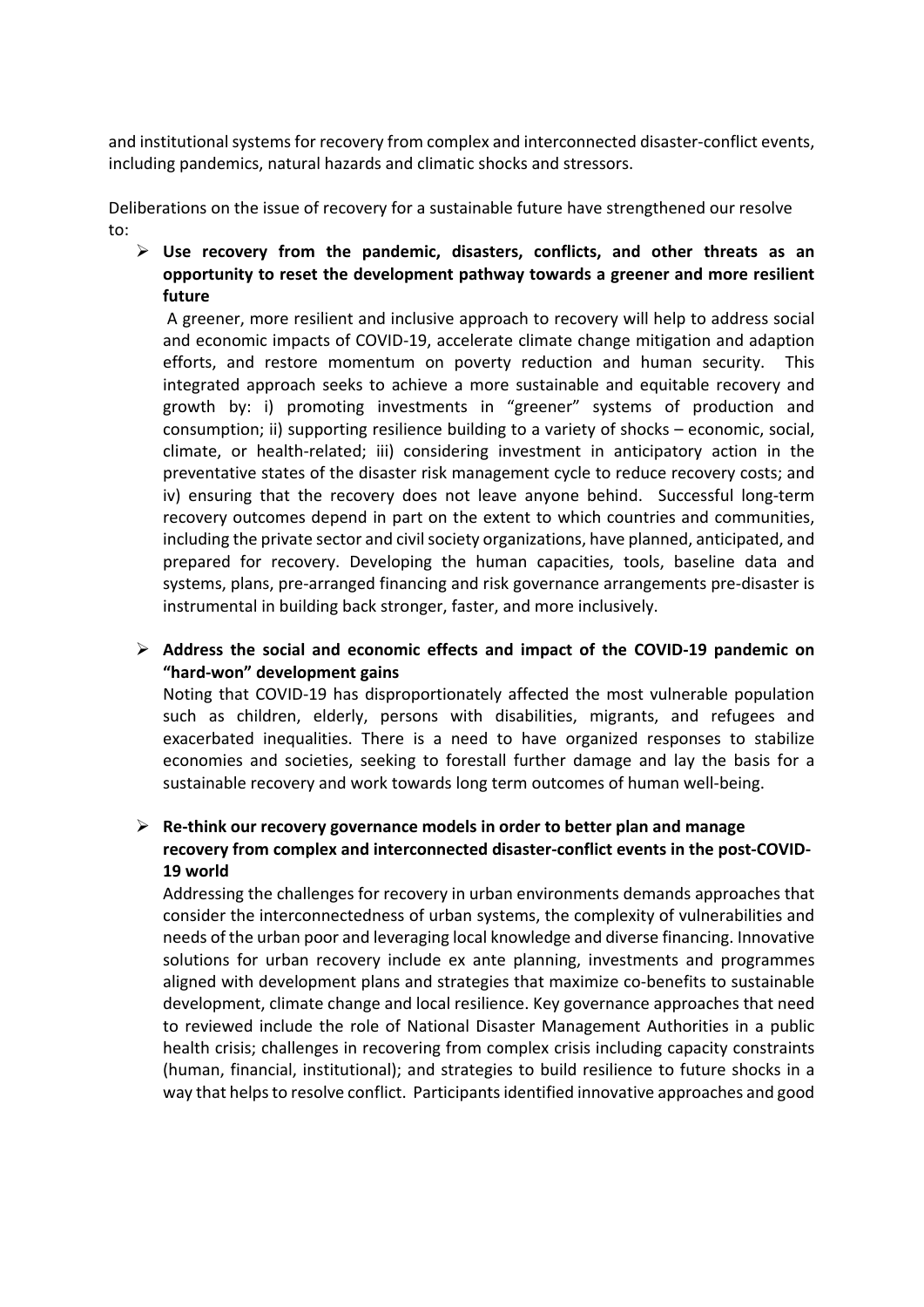and institutional systems for recovery from complex and interconnected disaster-conflict events, including pandemics, natural hazards and climatic shocks and stressors.

Deliberations on the issue of recovery for a sustainable future have strengthened our resolve to:

- **Use recovery from the pandemic, disasters, conflicts, and other threats as an opportunity to reset the development pathway towards a greener and more resilient future**

  A greener, more resilient and inclusive approach to recovery will help to address social and economic impacts of COVID-19, accelerate climate change mitigation and adaption efforts, and restore momentum on poverty reduction and human security. This integrated approach seeks to achieve a more sustainable and equitable recovery and growth by: i) promoting investments in "greener" systems of production and consumption; ii) supporting resilience building to a variety of shocks – economic, social, climate, or health-related; iii) considering investment in anticipatory action in the preventative states of the disaster risk management cycle to reduce recovery costs; and iv) ensuring that the recovery does not leave anyone behind. Successful long-term recovery outcomes depend in part on the extent to which countries and communities, including the private sector and civil society organizations, have planned, anticipated, and prepared for recovery. Developing the human capacities, tools, baseline data and systems, plans, pre-arranged financing and risk governance arrangements pre-disaster is instrumental in building back stronger, faster, and more inclusively.

- **Address the social and economic effects and impact of the COVID-19 pandemic on "hard-won" development gains**

  Noting that COVID-19 has disproportionately affected the most vulnerable population such as children, elderly, persons with disabilities, migrants, and refugees and exacerbated inequalities. There is a need to have organized responses to stabilize economies and societies, seeking to forestall further damage and lay the basis for a sustainable recovery and work towards long term outcomes of human well-being.

- **Re-think our recovery governance models in order to better plan and manage recovery from complex and interconnected disaster-conflict events in the post-COVID-19 world**

  Addressing the challenges for recovery in urban environments demands approaches that consider the interconnectedness of urban systems, the complexity of vulnerabilities and needs of the urban poor and leveraging local knowledge and diverse financing. Innovative solutions for urban recovery include ex ante planning, investments and programmes aligned with development plans and strategies that maximize co-benefits to sustainable development, climate change and local resilience. Key governance approaches that need to reviewed include the role of National Disaster Management Authorities in a public health crisis; challenges in recovering from complex crisis including capacity constraints (human, financial, institutional); and strategies to build resilience to future shocks in a way that helps to resolve conflict. Participants identified innovative approaches and good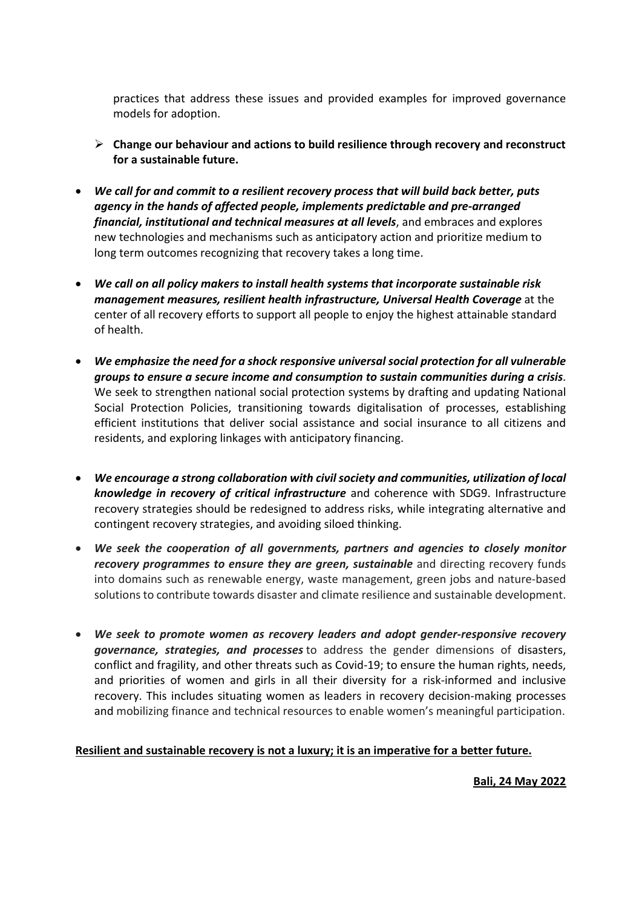practices that address these issues and provided examples for improved governance models for adoption.

- **Change our behaviour and actions to build resilience through recovery and reconstruct for a sustainable future.**

- ***We call for and commit to a resilient recovery process that will build back better, puts agency in the hands of affected people, implements predictable and pre-arranged financial, institutional and technical measures at all levels***, and embraces and explores new technologies and mechanisms such as anticipatory action and prioritize medium to long term outcomes recognizing that recovery takes a long time.

- ***We call on all policy makers to install health systems that incorporate sustainable risk management measures, resilient health infrastructure, Universal Health Coverage*** at the center of all recovery efforts to support all people to enjoy the highest attainable standard of health.

- ***We emphasize the need for a shock responsive universal social protection for all vulnerable groups to ensure a secure income and consumption to sustain communities during a crisis***. We seek to strengthen national social protection systems by drafting and updating National Social Protection Policies, transitioning towards digitalisation of processes, establishing efficient institutions that deliver social assistance and social insurance to all citizens and residents, and exploring linkages with anticipatory financing.

- ***We encourage a strong collaboration with civil society and communities, utilization of local knowledge in recovery of critical infrastructure*** and coherence with SDG9. Infrastructure recovery strategies should be redesigned to address risks, while integrating alternative and contingent recovery strategies, and avoiding siloed thinking.

- ***We seek the cooperation of all governments, partners and agencies to closely monitor recovery programmes to ensure they are green, sustainable*** and directing recovery funds into domains such as renewable energy, waste management, green jobs and nature-based solutions to contribute towards disaster and climate resilience and sustainable development.

- ***We seek to promote women as recovery leaders and adopt gender-responsive recovery governance, strategies, and processes*** to address the gender dimensions of disasters, conflict and fragility, and other threats such as Covid-19; to ensure the human rights, needs, and priorities of women and girls in all their diversity for a risk-informed and inclusive recovery. This includes situating women as leaders in recovery decision-making processes and mobilizing finance and technical resources to enable women's meaningful participation.

**Resilient and sustainable recovery is not a luxury; it is an imperative for a better future.**

**Bali, 24 May 2022**